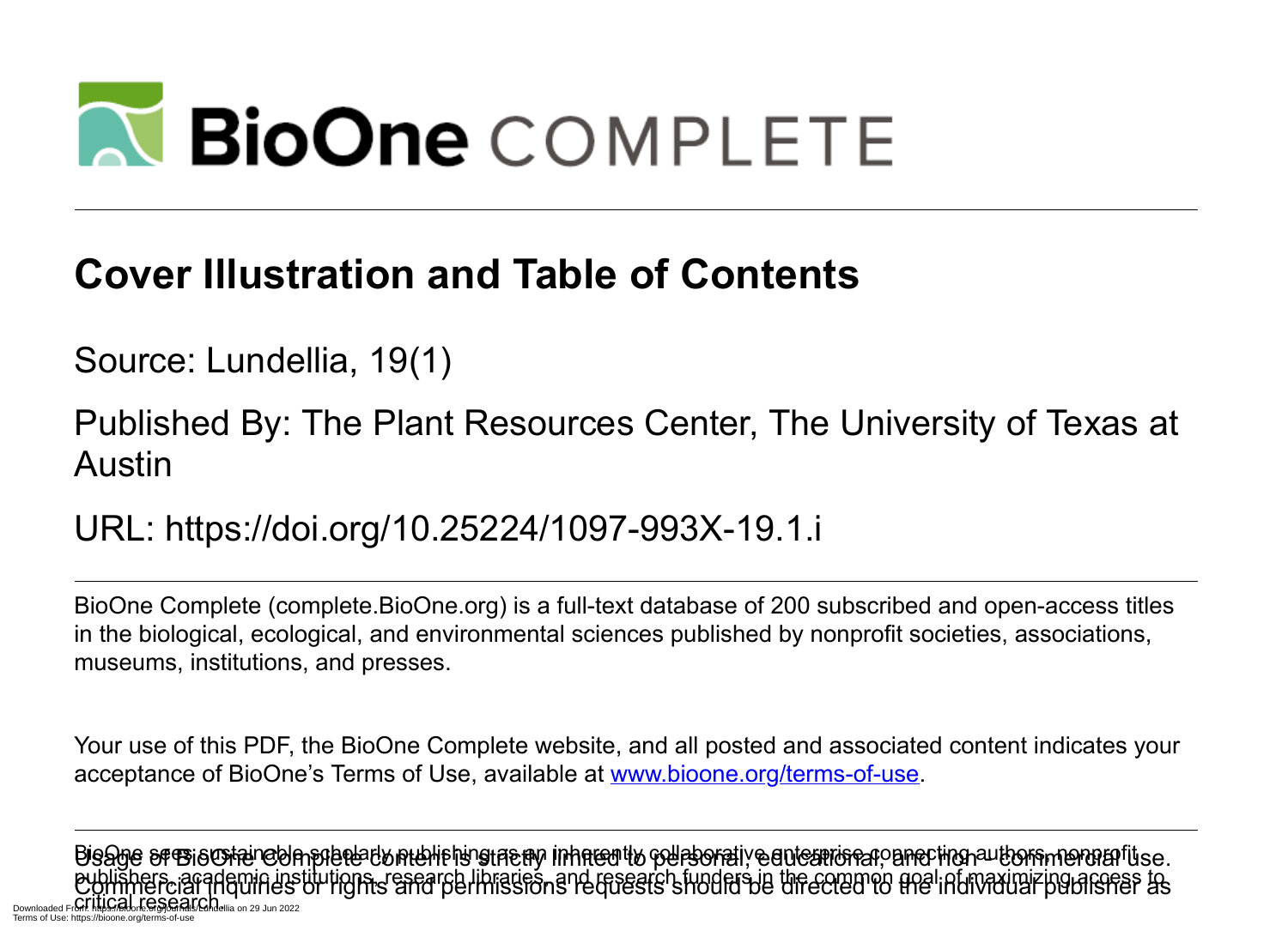# Cover Illustration and Table of Contents

Source: Lundellia, 19(1)

Published By: The Plant Resources Center, The University of Texas at Austin

URL: https://doi.org/10.25224/1097-993X-19.1.i

BioOne Complete (complete.BioOne.org) is a full-text database of 200 subscribed and open-access titles in the biological, ecological, and environmental sciences published by nonprofit societies, associations, museums, institutions, and presses.

Your use of this PDF, the BioOne Complete website, and all posted and associated content indicates your acceptance of BioOne's Terms of Use, available at [www.bioone.org/terms-of-use](www.bioone.org/terms-of-use).

Usage of BioOne Complete content is strictly limited to personal, educational, and non-commercial use. Commercial inquiries or rights and permissions requests should be directed to the individual publisher as copyright holder.

BioOne sees sustainable scholarly publishing as an inherently collaborative enterprise connecting authors, nonprofit publishers, academic institutions, research libraries, and research funders in the common goal of maximizing access to critical research.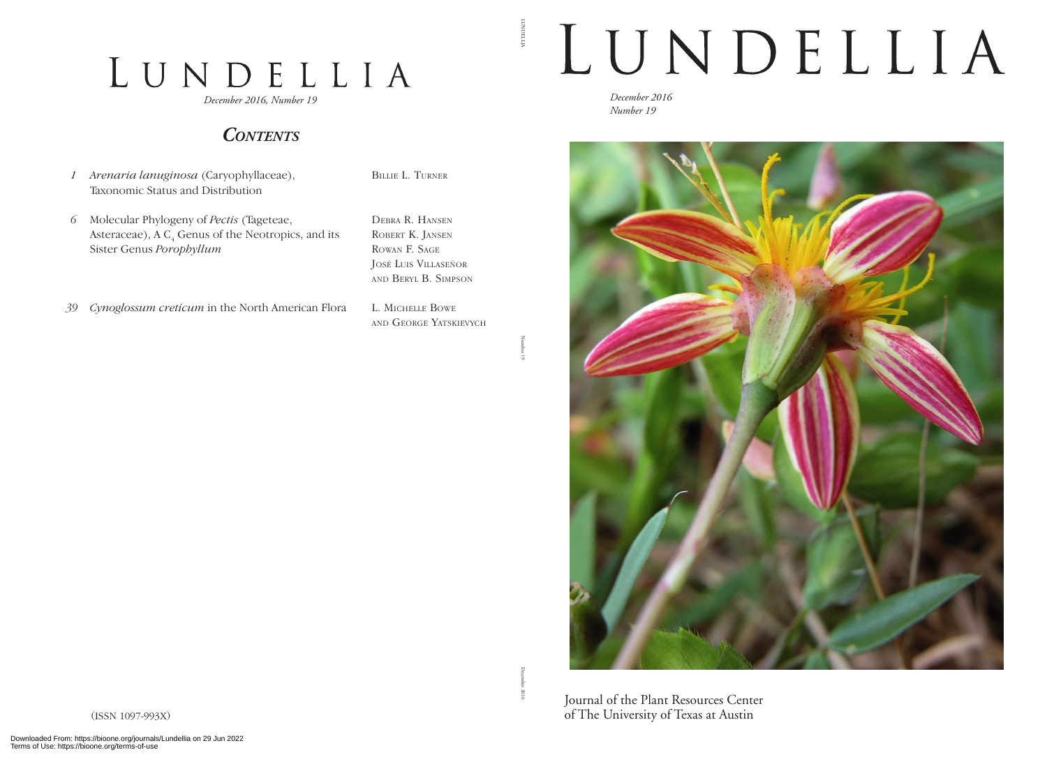# LUNDELLIA

*December 2016, Number 19*

## *CONTENTS*

| | | |
|---|---|---|
| *1* | *Arenaria lanuginosa* (Caryophyllaceae), Taxonomic Status and Distribution | BILLIE L. TURNER |
| *6* | Molecular Phylogeny of *Pectis* (Tageteae, Asteraceae), A $C_4$ Genus of the Neotropics, and its Sister Genus *Porophyllum* | DEBRA R. HANSEN, ROBERT K. JANSEN, ROWAN F. SAGE, JOSÉ LUIS VILLASEÑOR AND BERYL B. SIMPSON |
| *39* | *Cynoglossum creticum* in the North American Flora | L. MICHELLE BOWE AND GEORGE YATSKIEVYCH |

(ISSN 1097-993X)

# LUNDELLIA

*December 2016*
*Number 19*

Journal of the Plant Resources Center of The University of Texas at Austin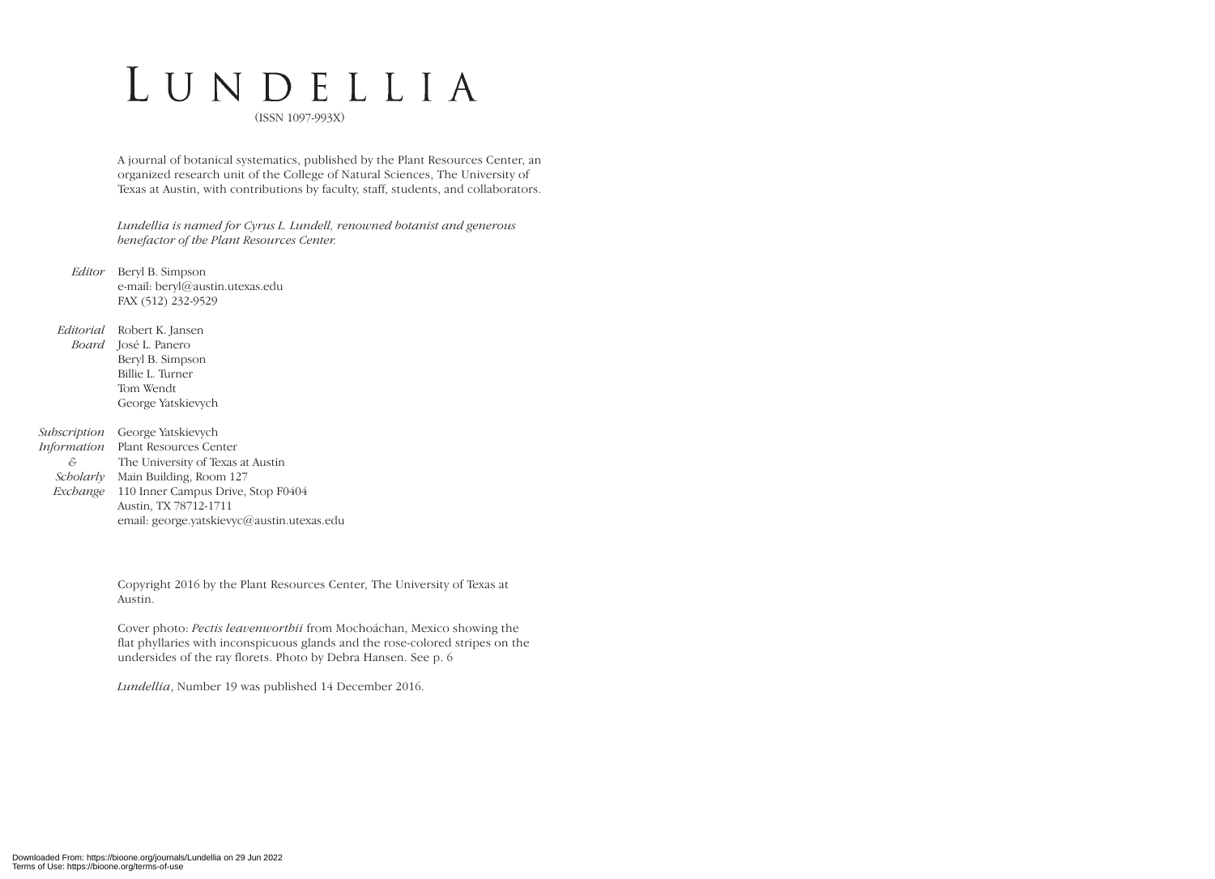# LUNDELLIA

(ISSN 1097-993X)

A journal of botanical systematics, published by the Plant Resources Center, an organized research unit of the College of Natural Sciences, The University of Texas at Austin, with contributions by faculty, staff, students, and collaborators.

*Lundellia is named for Cyrus L. Lundell, renowned botanist and generous benefactor of the Plant Resources Center.*

*Editor* Beryl B. Simpson
e-mail: beryl@austin.utexas.edu
FAX (512) 232-9529

*Editorial Board* Robert K. Jansen
José L. Panero
Beryl B. Simpson
Billie L. Turner
Tom Wendt
George Yatskievych

*Subscription Information & Scholarly Exchange* George Yatskievych
Plant Resources Center
The University of Texas at Austin
Main Building, Room 127
110 Inner Campus Drive, Stop F0404
Austin, TX 78712-1711
email: george.yatskievyc@austin.utexas.edu

Copyright 2016 by the Plant Resources Center, The University of Texas at Austin.

Cover photo: *Pectis leavenworthii* from Mochoáchan, Mexico showing the flat phyllaries with inconspicuous glands and the rose-colored stripes on the undersides of the ray florets. Photo by Debra Hansen. See p. 6

*Lundellia*, Number 19 was published 14 December 2016.